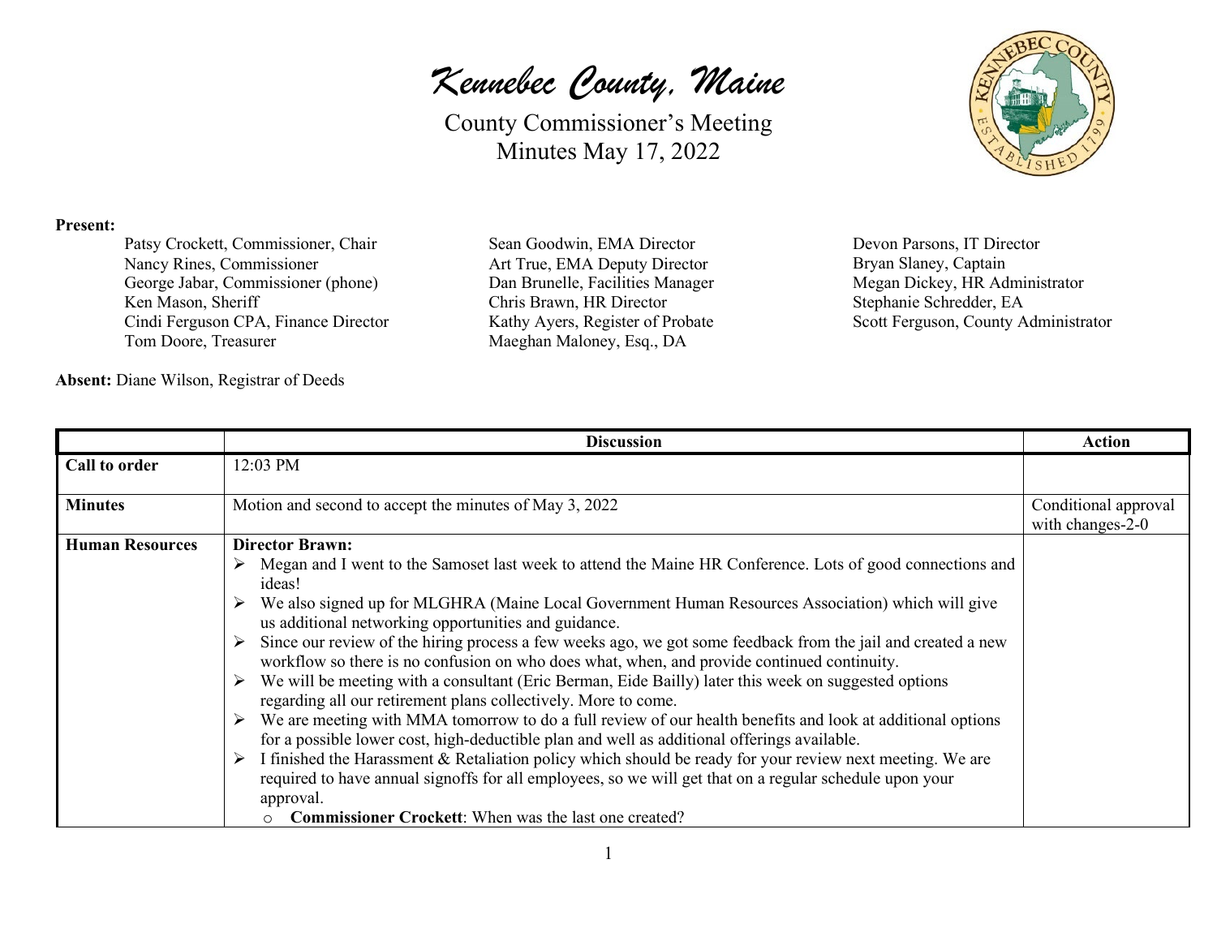# *Kennebec County, Maine*

County Commissioner's Meeting
Minutes May 17, 2022

**Present:**

Patsy Crockett, Commissioner, Chair
Nancy Rines, Commissioner
George Jabar, Commissioner (phone)
Ken Mason, Sheriff
Cindi Ferguson CPA, Finance Director
Tom Doore, Treasurer
Sean Goodwin, EMA Director
Art True, EMA Deputy Director
Dan Brunelle, Facilities Manager
Chris Brawn, HR Director
Kathy Ayers, Register of Probate
Maeghan Maloney, Esq., DA
Devon Parsons, IT Director
Bryan Slaney, Captain
Megan Dickey, HR Administrator
Stephanie Schredder, EA
Scott Ferguson, County Administrator

**Absent:** Diane Wilson, Registrar of Deeds

| | Discussion | Action |
|---|---|---|
| **Call to order** | 12:03 PM | |
| **Minutes** | Motion and second to accept the minutes of May 3, 2022 | Conditional approval with changes-2-0 |
| **Human Resources** | **Director Brawn:**<br>➢ Megan and I went to the Samoset last week to attend the Maine HR Conference. Lots of good connections and ideas!<br>➢ We also signed up for MLGHRA (Maine Local Government Human Resources Association) which will give us additional networking opportunities and guidance.<br>➢ Since our review of the hiring process a few weeks ago, we got some feedback from the jail and created a new workflow so there is no confusion on who does what, when, and provide continued continuity.<br>➢ We will be meeting with a consultant (Eric Berman, Eide Bailly) later this week on suggested options regarding all our retirement plans collectively. More to come.<br>➢ We are meeting with MMA tomorrow to do a full review of our health benefits and look at additional options for a possible lower cost, high-deductible plan and well as additional offerings available.<br>➢ I finished the Harassment & Retaliation policy which should be ready for your review next meeting. We are required to have annual signoffs for all employees, so we will get that on a regular schedule upon your approval.<br>  ○ **Commissioner Crockett**: When was the last one created? | |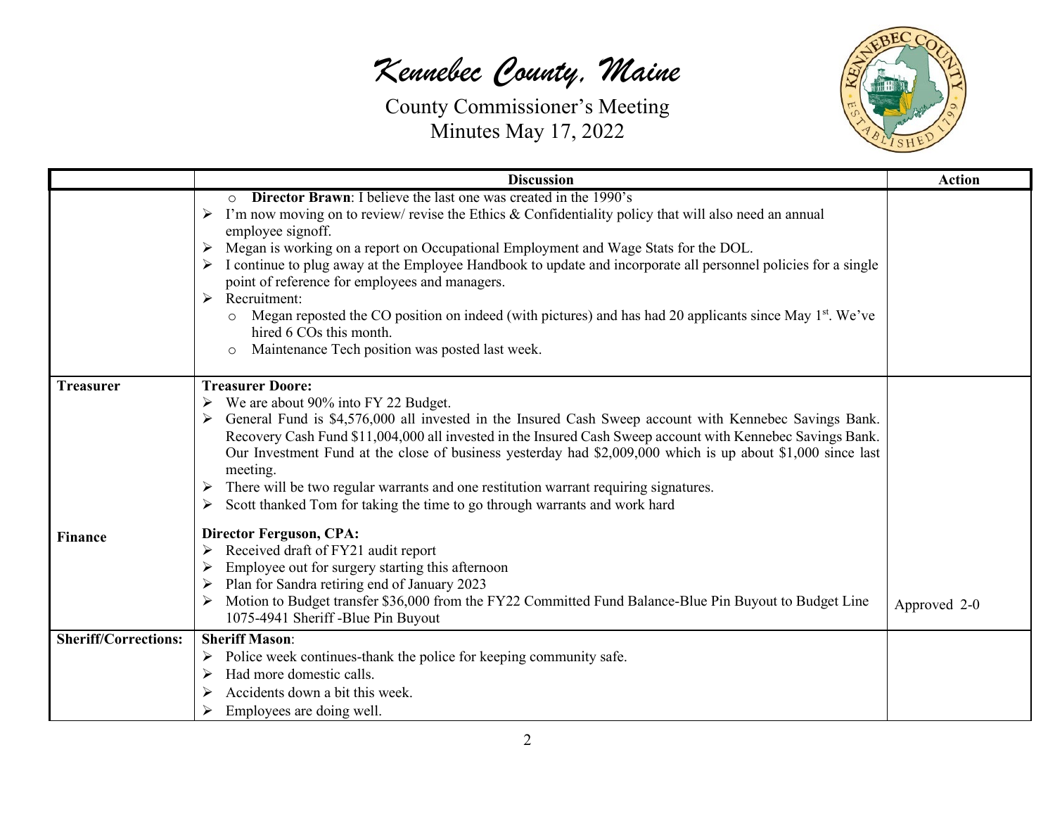| | Discussion | Action |
|---|---|---|
| | ○ **Director Brawn**: I believe the last one was created in the 1990's<br>➢ I'm now moving on to review/ revise the Ethics & Confidentiality policy that will also need an annual employee signoff.<br>➢ Megan is working on a report on Occupational Employment and Wage Stats for the DOL.<br>➢ I continue to plug away at the Employee Handbook to update and incorporate all personnel policies for a single point of reference for employees and managers.<br>➢ Recruitment:<br>○ Megan reposted the CO position on indeed (with pictures) and has had 20 applicants since May 1st. We've hired 6 COs this month.<br>○ Maintenance Tech position was posted last week. | |
| **Treasurer** | **Treasurer Doore:**<br>➢ We are about 90% into FY 22 Budget.<br>➢ General Fund is $4,576,000 all invested in the Insured Cash Sweep account with Kennebec Savings Bank. Recovery Cash Fund $11,004,000 all invested in the Insured Cash Sweep account with Kennebec Savings Bank. Our Investment Fund at the close of business yesterday had $2,009,000 which is up about $1,000 since last meeting.<br>➢ There will be two regular warrants and one restitution warrant requiring signatures.<br>➢ Scott thanked Tom for taking the time to go through warrants and work hard | |
| **Finance** | **Director Ferguson, CPA:**<br>➢ Received draft of FY21 audit report<br>➢ Employee out for surgery starting this afternoon<br>➢ Plan for Sandra retiring end of January 2023<br>➢ Motion to Budget transfer $36,000 from the FY22 Committed Fund Balance-Blue Pin Buyout to Budget Line 1075-4941 Sheriff -Blue Pin Buyout | Approved 2-0 |
| **Sheriff/Corrections:** | **Sheriff Mason**:<br>➢ Police week continues-thank the police for keeping community safe.<br>➢ Had more domestic calls.<br>➢ Accidents down a bit this week.<br>➢ Employees are doing well. | |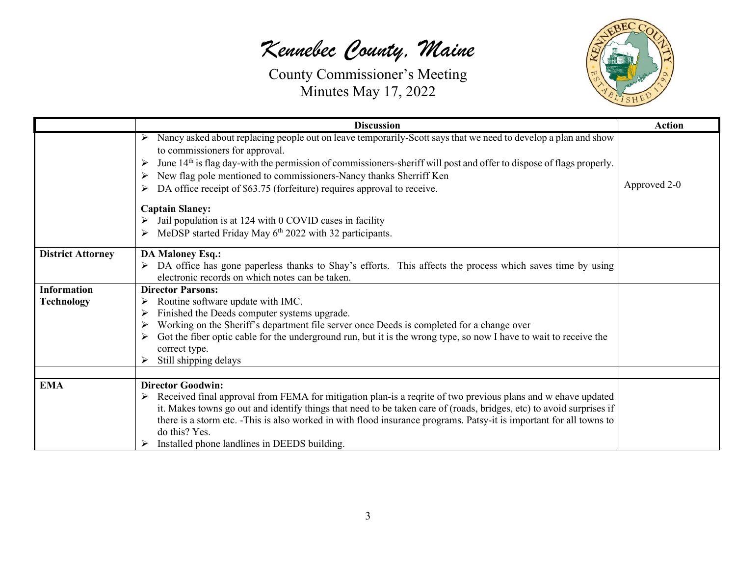# *Kennebec County, Maine*

County Commissioner's Meeting
Minutes May 17, 2022

| | Discussion | Action |
|---|---|---|
| | ➢ Nancy asked about replacing people out on leave temporarily-Scott says that we need to develop a plan and show to commissioners for approval.<br>➢ June 14th is flag day-with the permission of commissioners-sheriff will post and offer to dispose of flags properly.<br>➢ New flag pole mentioned to commissioners-Nancy thanks Sherriff Ken<br>➢ DA office receipt of $63.75 (forfeiture) requires approval to receive.<br><br>**Captain Slaney:**<br>➢ Jail population is at 124 with 0 COVID cases in facility<br>➢ MeDSP started Friday May 6th 2022 with 32 participants. | Approved 2-0 |
| **District Attorney** | **DA Maloney Esq.:**<br>➢ DA office has gone paperless thanks to Shay's efforts. This affects the process which saves time by using electronic records on which notes can be taken. | |
| **Information Technology** | **Director Parsons:**<br>➢ Routine software update with IMC.<br>➢ Finished the Deeds computer systems upgrade.<br>➢ Working on the Sheriff's department file server once Deeds is completed for a change over<br>➢ Got the fiber optic cable for the underground run, but it is the wrong type, so now I have to wait to receive the correct type.<br>➢ Still shipping delays | |
| | | |
| **EMA** | **Director Goodwin:**<br>➢ Received final approval from FEMA for mitigation plan-is a reqrite of two previous plans and w ehave updated it. Makes towns go out and identify things that need to be taken care of (roads, bridges, etc) to avoid surprises if there is a storm etc. -This is also worked in with flood insurance programs. Patsy-it is important for all towns to do this? Yes.<br>➢ Installed phone landlines in DEEDS building. | |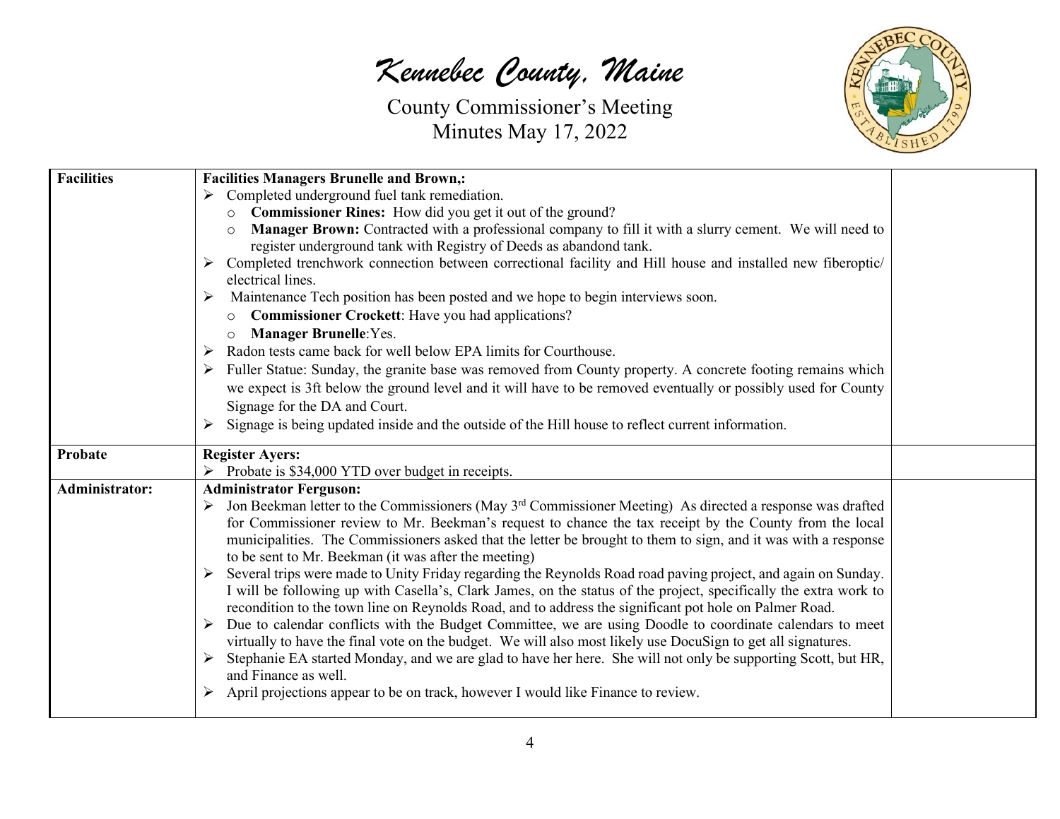# *Kennebec County, Maine*

County Commissioner's Meeting
Minutes May 17, 2022

| | | |
|---|---|---|
| **Facilities** | **Facilities Managers Brunelle and Brown,:**<br>➢ Completed underground fuel tank remediation.<br>o **Commissioner Rines:** How did you get it out of the ground?<br>o **Manager Brown:** Contracted with a professional company to fill it with a slurry cement. We will need to register underground tank with Registry of Deeds as abandond tank.<br>➢ Completed trenchwork connection between correctional facility and Hill house and installed new fiberoptic/ electrical lines.<br>➢ Maintenance Tech position has been posted and we hope to begin interviews soon.<br>o **Commissioner Crockett**: Have you had applications?<br>o **Manager Brunelle**:Yes.<br>➢ Radon tests came back for well below EPA limits for Courthouse.<br>➢ Fuller Statue: Sunday, the granite base was removed from County property. A concrete footing remains which we expect is 3ft below the ground level and it will have to be removed eventually or possibly used for County Signage for the DA and Court.<br>➢ Signage is being updated inside and the outside of the Hill house to reflect current information. | |
| **Probate** | **Register Ayers:**<br>➢ Probate is $34,000 YTD over budget in receipts. | |
| **Administrator:** | **Administrator Ferguson:**<br>➢ Jon Beekman letter to the Commissioners (May 3rd Commissioner Meeting) As directed a response was drafted for Commissioner review to Mr. Beekman's request to chance the tax receipt by the County from the local municipalities. The Commissioners asked that the letter be brought to them to sign, and it was with a response to be sent to Mr. Beekman (it was after the meeting)<br>➢ Several trips were made to Unity Friday regarding the Reynolds Road road paving project, and again on Sunday. I will be following up with Casella's, Clark James, on the status of the project, specifically the extra work to recondition to the town line on Reynolds Road, and to address the significant pot hole on Palmer Road.<br>➢ Due to calendar conflicts with the Budget Committee, we are using Doodle to coordinate calendars to meet virtually to have the final vote on the budget. We will also most likely use DocuSign to get all signatures.<br>➢ Stephanie EA started Monday, and we are glad to have her here. She will not only be supporting Scott, but HR, and Finance as well.<br>➢ April projections appear to be on track, however I would like Finance to review. | |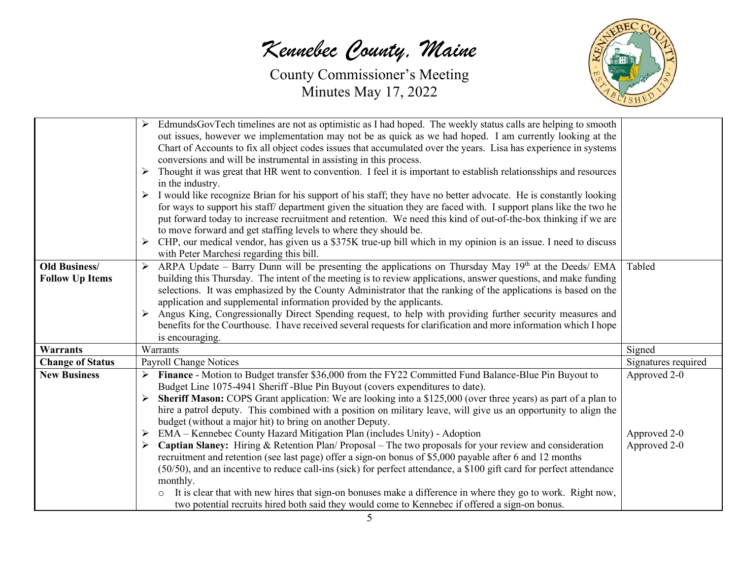# Kennebec County, Maine

County Commissioner's Meeting
Minutes May 17, 2022

| | | |
|---|---|---|
| | ➢ EdmundsGovTech timelines are not as optimistic as I had hoped. The weekly status calls are helping to smooth out issues, however we implementation may not be as quick as we had hoped. I am currently looking at the Chart of Accounts to fix all object codes issues that accumulated over the years. Lisa has experience in systems conversions and will be instrumental in assisting in this process.<br>➢ Thought it was great that HR went to convention. I feel it is important to establish relationsships and resources in the industry.<br>➢ I would like recognize Brian for his support of his staff; they have no better advocate. He is constantly looking for ways to support his staff/ department given the situation they are faced with. I support plans like the two he put forward today to increase recruitment and retention. We need this kind of out-of-the-box thinking if we are to move forward and get staffing levels to where they should be.<br>➢ CHP, our medical vendor, has given us a $375K true-up bill which in my opinion is an issue. I need to discuss with Peter Marchesi regarding this bill. | |
| **Old Business/ Follow Up Items** | ➢ ARPA Update – Barry Dunn will be presenting the applications on Thursday May 19th at the Deeds/ EMA building this Thursday. The intent of the meeting is to review applications, answer questions, and make funding selections. It was emphasized by the County Administrator that the ranking of the applications is based on the application and supplemental information provided by the applicants.<br>➢ Angus King, Congressionally Direct Spending request, to help with providing further security measures and benefits for the Courthouse. I have received several requests for clarification and more information which I hope is encouraging. | Tabled |
| **Warrants** | Warrants | Signed |
| **Change of Status** | Payroll Change Notices | Signatures required |
| **New Business** | ➢ **Finance** - Motion to Budget transfer $36,000 from the FY22 Committed Fund Balance-Blue Pin Buyout to Budget Line 1075-4941 Sheriff -Blue Pin Buyout (covers expenditures to date).<br>➢ **Sheriff Mason:** COPS Grant application: We are looking into a $125,000 (over three years) as part of a plan to hire a patrol deputy. This combined with a position on military leave, will give us an opportunity to align the budget (without a major hit) to bring on another Deputy.<br>➢ EMA – Kennebec County Hazard Mitigation Plan (includes Unity) - Adoption<br>➢ **Captian Slaney:** Hiring & Retention Plan/ Proposal – The two proposals for your review and consideration recruitment and retention (see last page) offer a sign-on bonus of $5,000 payable after 6 and 12 months (50/50), and an incentive to reduce call-ins (sick) for perfect attendance, a $100 gift card for perfect attendance monthly.<br>&nbsp;&nbsp;&nbsp;&nbsp;○ It is clear that with new hires that sign-on bonuses make a difference in where they go to work. Right now, two potential recruits hired both said they would come to Kennebec if offered a sign-on bonus. | Approved 2-0<br><br><br><br><br>Approved 2-0<br>Approved 2-0 |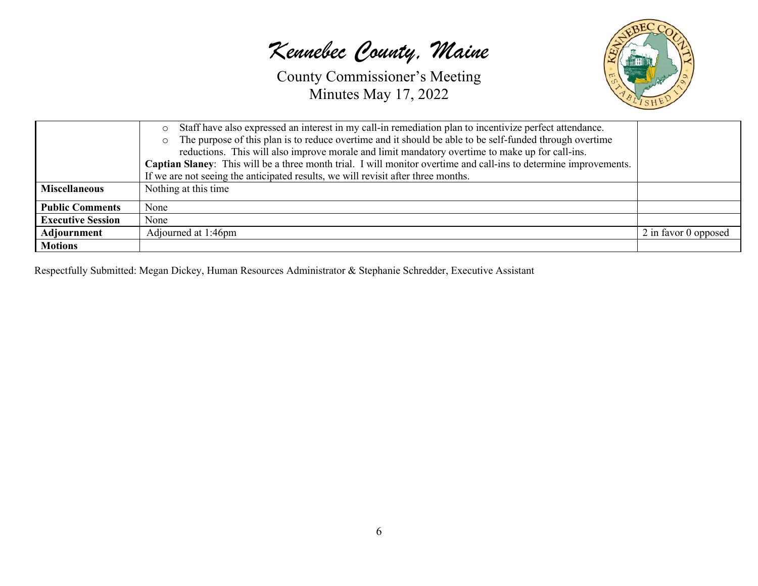# *Kennebec County, Maine*

County Commissioner's Meeting
Minutes May 17, 2022

| | | |
|---|---|---|
| | ○ Staff have also expressed an interest in my call-in remediation plan to incentivize perfect attendance.<br>○ The purpose of this plan is to reduce overtime and it should be able to be self-funded through overtime reductions. This will also improve morale and limit mandatory overtime to make up for call-ins.<br>**Captian Slaney**: This will be a three month trial. I will monitor overtime and call-ins to determine improvements. If we are not seeing the anticipated results, we will revisit after three months. | |
| **Miscellaneous** | Nothing at this time | |
| **Public Comments** | None | |
| **Executive Session** | None | |
| **Adjournment** | Adjourned at 1:46pm | 2 in favor 0 opposed |
| **Motions** | | |

Respectfully Submitted: Megan Dickey, Human Resources Administrator & Stephanie Schredder, Executive Assistant